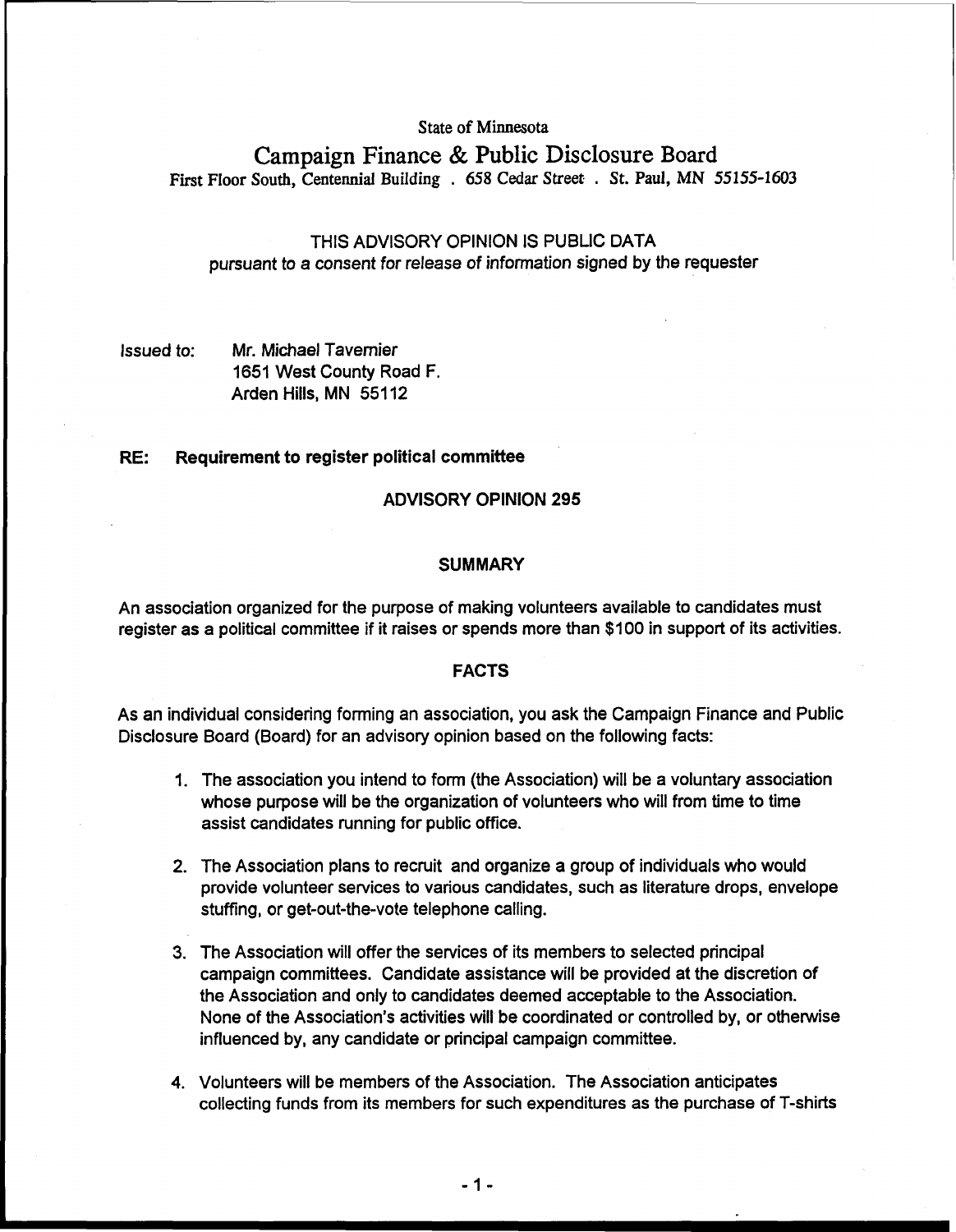State of Minnesota

# Campaign Finance & Public Disclosure Board

First Floor South, Centennial Building . 658 Cedar Street . St. Paul, MN 55155-1603

THIS ADVISORY OPINION IS PUBLIC DATA
pursuant to a consent for release of information signed by the requester

Issued to: Mr. Michael Tavernier
1651 West County Road F.
Arden Hills, MN 55112

**RE: Requirement to register political committee**

**ADVISORY OPINION 295**

## SUMMARY

An association organized for the purpose of making volunteers available to candidates must register as a political committee if it raises or spends more than $100 in support of its activities.

## FACTS

As an individual considering forming an association, you ask the Campaign Finance and Public Disclosure Board (Board) for an advisory opinion based on the following facts:

1. The association you intend to form (the Association) will be a voluntary association whose purpose will be the organization of volunteers who will from time to time assist candidates running for public office.

2. The Association plans to recruit and organize a group of individuals who would provide volunteer services to various candidates, such as literature drops, envelope stuffing, or get-out-the-vote telephone calling.

3. The Association will offer the services of its members to selected principal campaign committees. Candidate assistance will be provided at the discretion of the Association and only to candidates deemed acceptable to the Association. None of the Association's activities will be coordinated or controlled by, or otherwise influenced by, any candidate or principal campaign committee.

4. Volunteers will be members of the Association. The Association anticipates collecting funds from its members for such expenditures as the purchase of T-shirts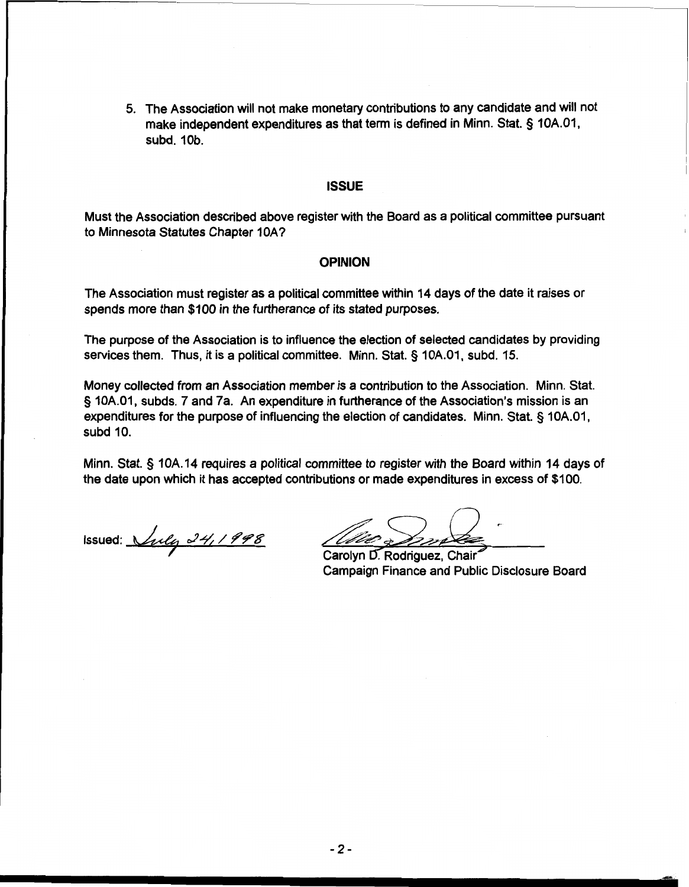5. The Association will not make monetary contributions to any candidate and will not make independent expenditures as that term is defined in Minn. Stat. § 10A.01, subd. 10b.

## ISSUE

Must the Association described above register with the Board as a political committee pursuant to Minnesota Statutes Chapter 10A?

## OPINION

The Association must register as a political committee within 14 days of the date it raises or spends more than $100 in the furtherance of its stated purposes.

The purpose of the Association is to influence the election of selected candidates by providing services them. Thus, it is a political committee. Minn. Stat. § 10A.01, subd. 15.

Money collected from an Association member is a contribution to the Association. Minn. Stat. § 10A.01, subds. 7 and 7a. An expenditure in furtherance of the Association's mission is an expenditures for the purpose of influencing the election of candidates. Minn. Stat. § 10A.01, subd 10.

Minn. Stat. § 10A.14 requires a political committee to register with the Board within 14 days of the date upon which it has accepted contributions or made expenditures in excess of $100.

Issued: July 24, 1998

Carolyn D. Rodriguez, Chair
Campaign Finance and Public Disclosure Board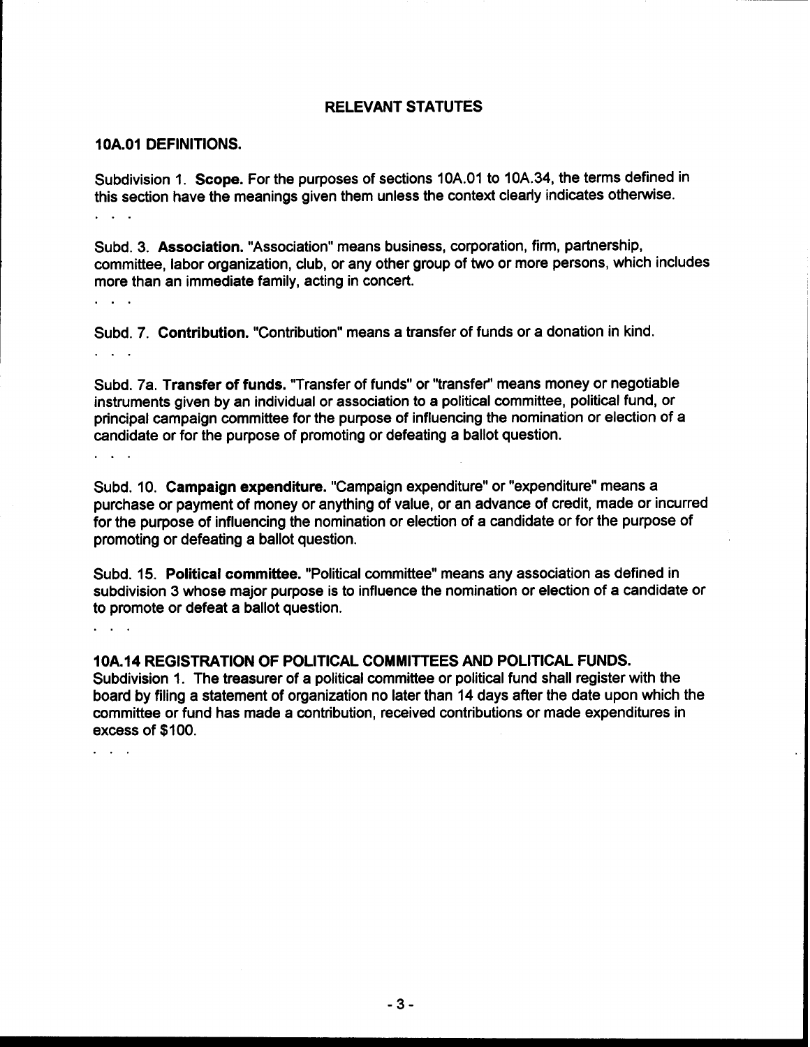## RELEVANT STATUTES

### 10A.01 DEFINITIONS.

Subdivision 1. **Scope.** For the purposes of sections 10A.01 to 10A.34, the terms defined in this section have the meanings given them unless the context clearly indicates otherwise.

. . .

Subd. 3. **Association.** "Association" means business, corporation, firm, partnership, committee, labor organization, club, or any other group of two or more persons, which includes more than an immediate family, acting in concert.

. . .

Subd. 7. **Contribution.** "Contribution" means a transfer of funds or a donation in kind.

. . .

Subd. 7a. **Transfer of funds.** "Transfer of funds" or "transfer" means money or negotiable instruments given by an individual or association to a political committee, political fund, or principal campaign committee for the purpose of influencing the nomination or election of a candidate or for the purpose of promoting or defeating a ballot question.

. . .

Subd. 10. **Campaign expenditure.** "Campaign expenditure" or "expenditure" means a purchase or payment of money or anything of value, or an advance of credit, made or incurred for the purpose of influencing the nomination or election of a candidate or for the purpose of promoting or defeating a ballot question.

Subd. 15. **Political committee.** "Political committee" means any association as defined in subdivision 3 whose major purpose is to influence the nomination or election of a candidate or to promote or defeat a ballot question.

. . .

### 10A.14 REGISTRATION OF POLITICAL COMMITTEES AND POLITICAL FUNDS.

Subdivision 1. The treasurer of a political committee or political fund shall register with the board by filing a statement of organization no later than 14 days after the date upon which the committee or fund has made a contribution, received contributions or made expenditures in excess of $100.

. . .